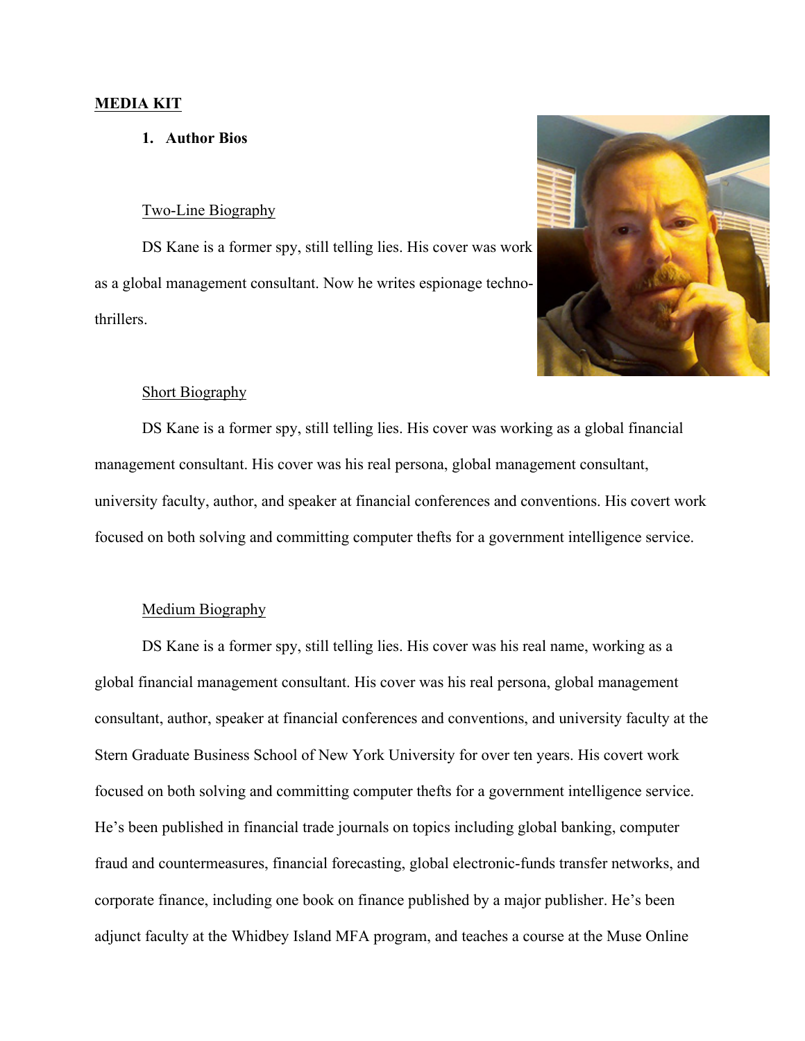**MEDIA KIT**

1. **Author Bios**

Two-Line Biography

DS Kane is a former spy, still telling lies. His cover was work as a global management consultant. Now he writes espionage techno-thrillers.

Short Biography

DS Kane is a former spy, still telling lies. His cover was working as a global financial management consultant. His cover was his real persona, global management consultant, university faculty, author, and speaker at financial conferences and conventions. His covert work focused on both solving and committing computer thefts for a government intelligence service.

Medium Biography

DS Kane is a former spy, still telling lies. His cover was his real name, working as a global financial management consultant. His cover was his real persona, global management consultant, author, speaker at financial conferences and conventions, and university faculty at the Stern Graduate Business School of New York University for over ten years. His covert work focused on both solving and committing computer thefts for a government intelligence service. He's been published in financial trade journals on topics including global banking, computer fraud and countermeasures, financial forecasting, global electronic-funds transfer networks, and corporate finance, including one book on finance published by a major publisher. He's been adjunct faculty at the Whidbey Island MFA program, and teaches a course at the Muse Online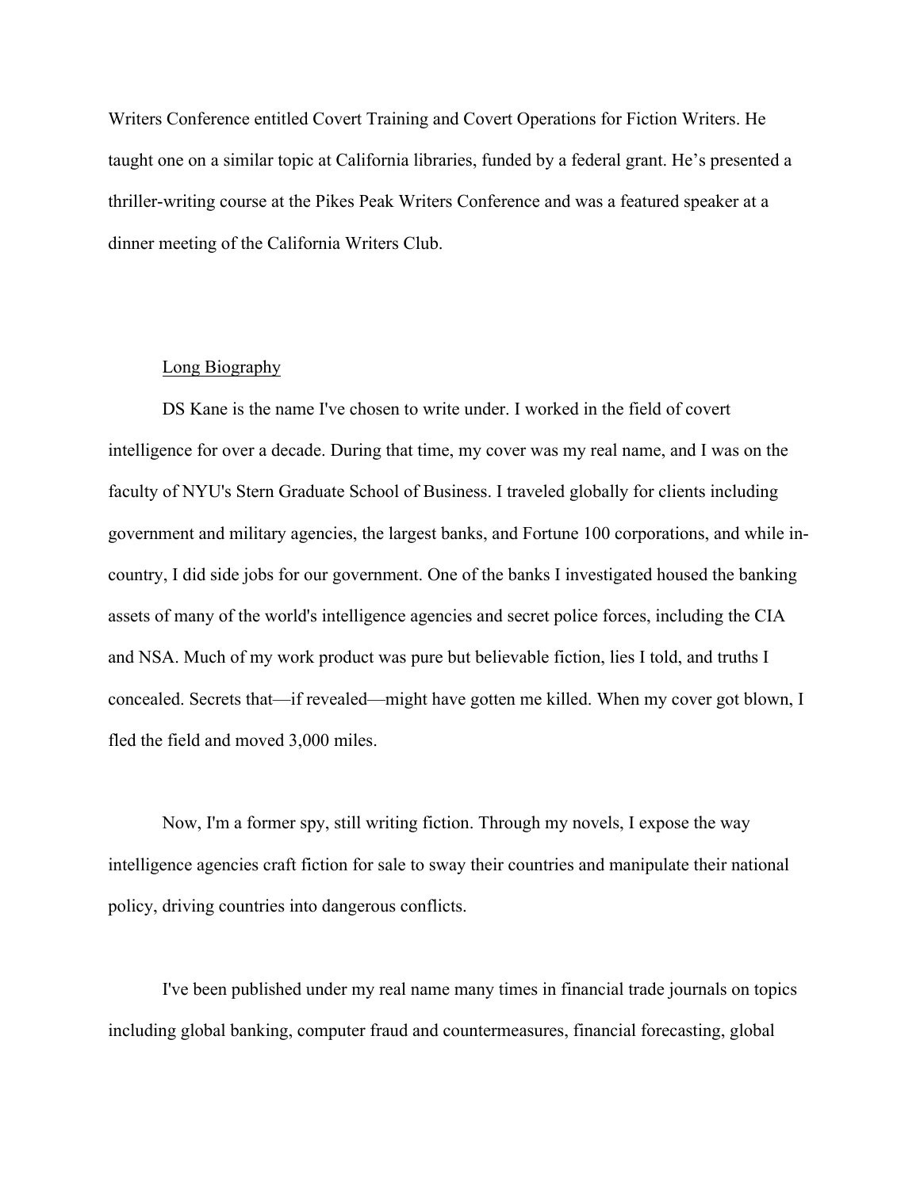Writers Conference entitled Covert Training and Covert Operations for Fiction Writers. He taught one on a similar topic at California libraries, funded by a federal grant. He's presented a thriller-writing course at the Pikes Peak Writers Conference and was a featured speaker at a dinner meeting of the California Writers Club.

## Long Biography

DS Kane is the name I've chosen to write under. I worked in the field of covert intelligence for over a decade. During that time, my cover was my real name, and I was on the faculty of NYU's Stern Graduate School of Business. I traveled globally for clients including government and military agencies, the largest banks, and Fortune 100 corporations, and while in-country, I did side jobs for our government. One of the banks I investigated housed the banking assets of many of the world's intelligence agencies and secret police forces, including the CIA and NSA. Much of my work product was pure but believable fiction, lies I told, and truths I concealed. Secrets that—if revealed—might have gotten me killed. When my cover got blown, I fled the field and moved 3,000 miles.

Now, I'm a former spy, still writing fiction. Through my novels, I expose the way intelligence agencies craft fiction for sale to sway their countries and manipulate their national policy, driving countries into dangerous conflicts.

I've been published under my real name many times in financial trade journals on topics including global banking, computer fraud and countermeasures, financial forecasting, global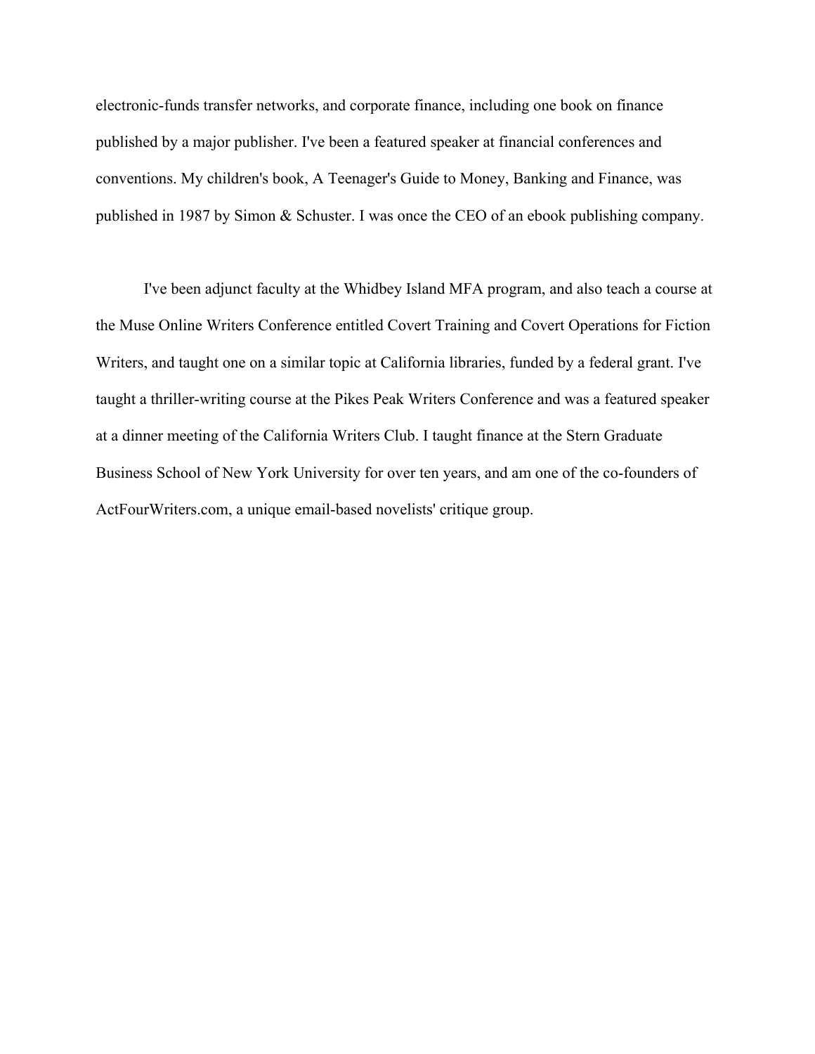electronic-funds transfer networks, and corporate finance, including one book on finance published by a major publisher. I've been a featured speaker at financial conferences and conventions. My children's book, A Teenager's Guide to Money, Banking and Finance, was published in 1987 by Simon & Schuster. I was once the CEO of an ebook publishing company.

I've been adjunct faculty at the Whidbey Island MFA program, and also teach a course at the Muse Online Writers Conference entitled Covert Training and Covert Operations for Fiction Writers, and taught one on a similar topic at California libraries, funded by a federal grant. I've taught a thriller-writing course at the Pikes Peak Writers Conference and was a featured speaker at a dinner meeting of the California Writers Club. I taught finance at the Stern Graduate Business School of New York University for over ten years, and am one of the co-founders of ActFourWriters.com, a unique email-based novelists' critique group.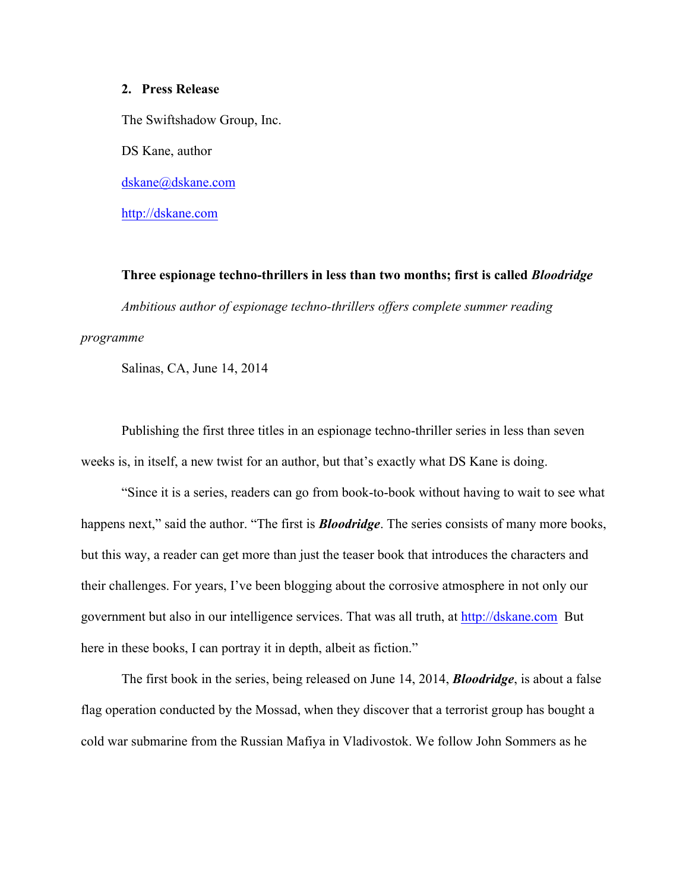## 2. Press Release

The Swiftshadow Group, Inc.

DS Kane, author

dskane@dskane.com

http://dskane.com

**Three espionage techno-thrillers in less than two months; first is called *Bloodridge***

*Ambitious author of espionage techno-thrillers offers complete summer reading programme*

Salinas, CA, June 14, 2014

Publishing the first three titles in an espionage techno-thriller series in less than seven weeks is, in itself, a new twist for an author, but that's exactly what DS Kane is doing.

"Since it is a series, readers can go from book-to-book without having to wait to see what happens next," said the author. "The first is ***Bloodridge***. The series consists of many more books, but this way, a reader can get more than just the teaser book that introduces the characters and their challenges. For years, I've been blogging about the corrosive atmosphere in not only our government but also in our intelligence services. That was all truth, at http://dskane.com But here in these books, I can portray it in depth, albeit as fiction."

The first book in the series, being released on June 14, 2014, ***Bloodridge***, is about a false flag operation conducted by the Mossad, when they discover that a terrorist group has bought a cold war submarine from the Russian Mafiya in Vladivostok. We follow John Sommers as he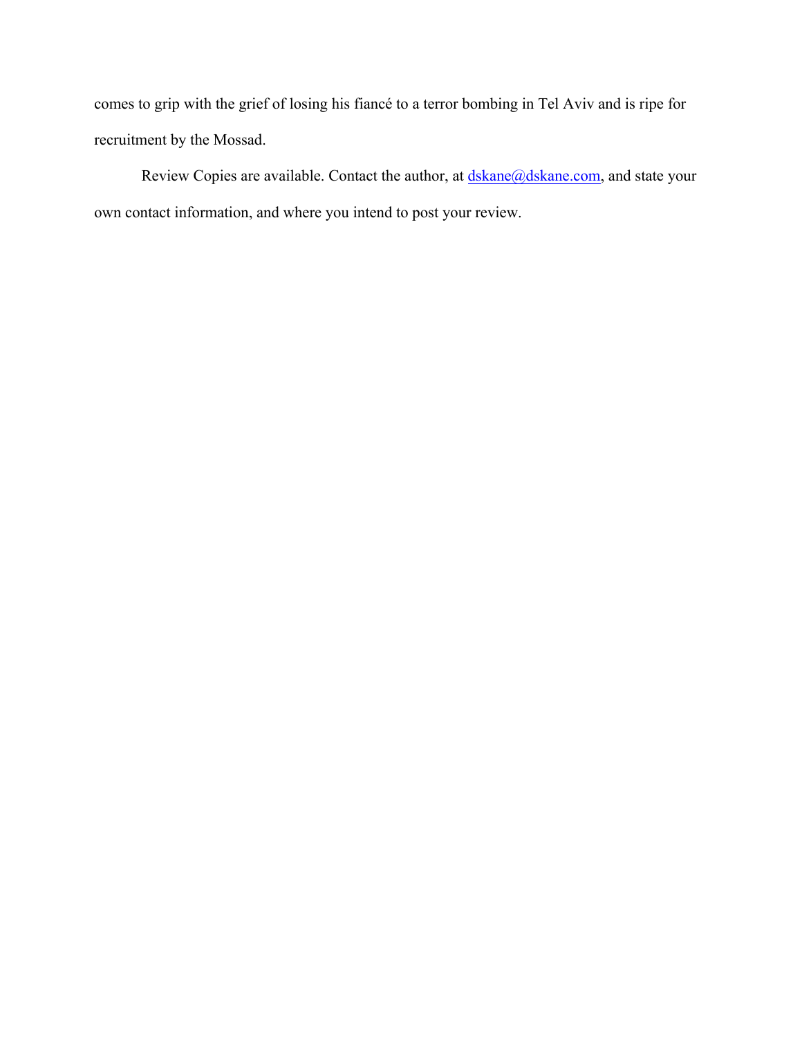comes to grip with the grief of losing his fiancé to a terror bombing in Tel Aviv and is ripe for recruitment by the Mossad.

Review Copies are available. Contact the author, at dskane@dskane.com, and state your own contact information, and where you intend to post your review.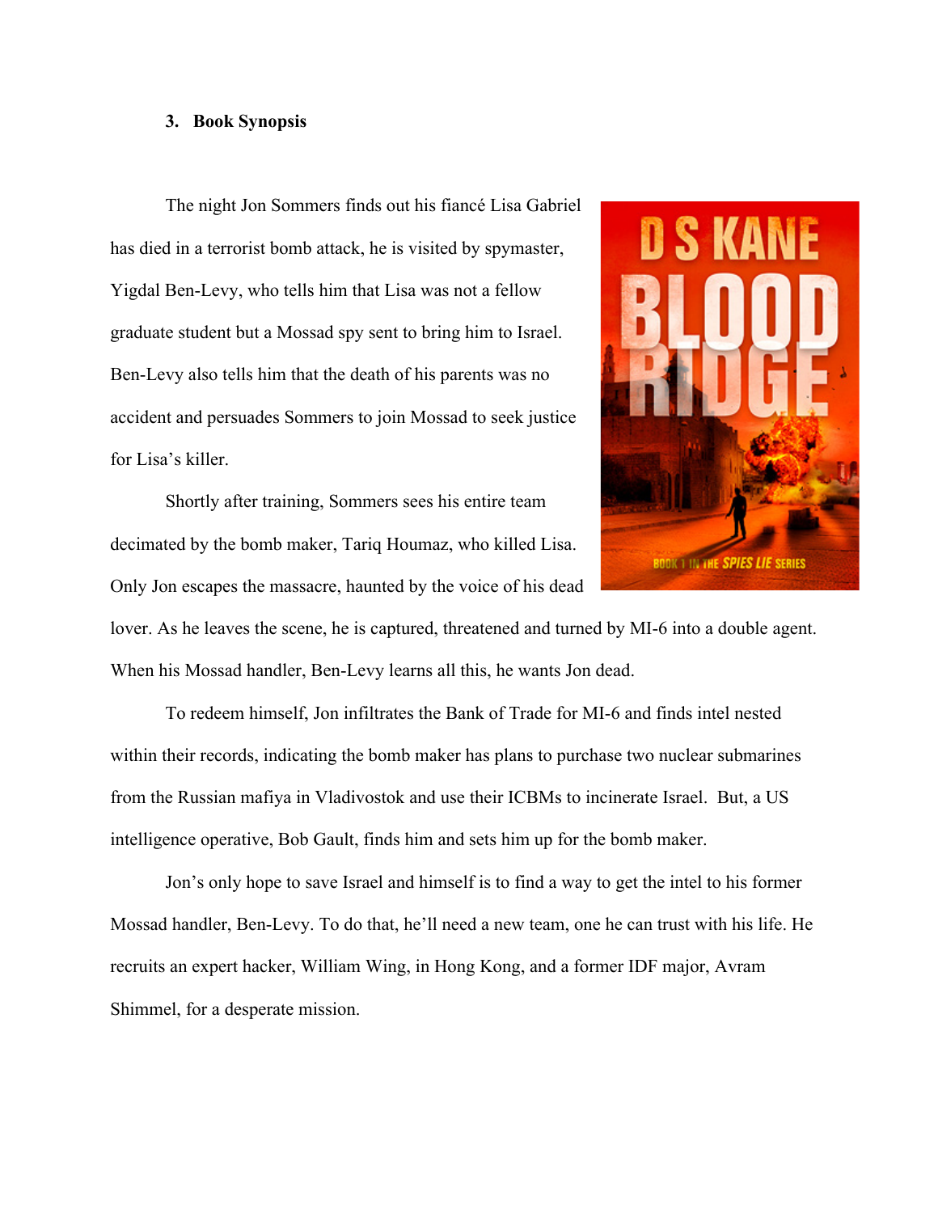### 3. Book Synopsis

The night Jon Sommers finds out his fiancé Lisa Gabriel has died in a terrorist bomb attack, he is visited by spymaster, Yigdal Ben-Levy, who tells him that Lisa was not a fellow graduate student but a Mossad spy sent to bring him to Israel. Ben-Levy also tells him that the death of his parents was no accident and persuades Sommers to join Mossad to seek justice for Lisa's killer.

Shortly after training, Sommers sees his entire team decimated by the bomb maker, Tariq Houmaz, who killed Lisa. Only Jon escapes the massacre, haunted by the voice of his dead lover. As he leaves the scene, he is captured, threatened and turned by MI-6 into a double agent. When his Mossad handler, Ben-Levy learns all this, he wants Jon dead.

To redeem himself, Jon infiltrates the Bank of Trade for MI-6 and finds intel nested within their records, indicating the bomb maker has plans to purchase two nuclear submarines from the Russian mafiya in Vladivostok and use their ICBMs to incinerate Israel. But, a US intelligence operative, Bob Gault, finds him and sets him up for the bomb maker.

Jon's only hope to save Israel and himself is to find a way to get the intel to his former Mossad handler, Ben-Levy. To do that, he'll need a new team, one he can trust with his life. He recruits an expert hacker, William Wing, in Hong Kong, and a former IDF major, Avram Shimmel, for a desperate mission.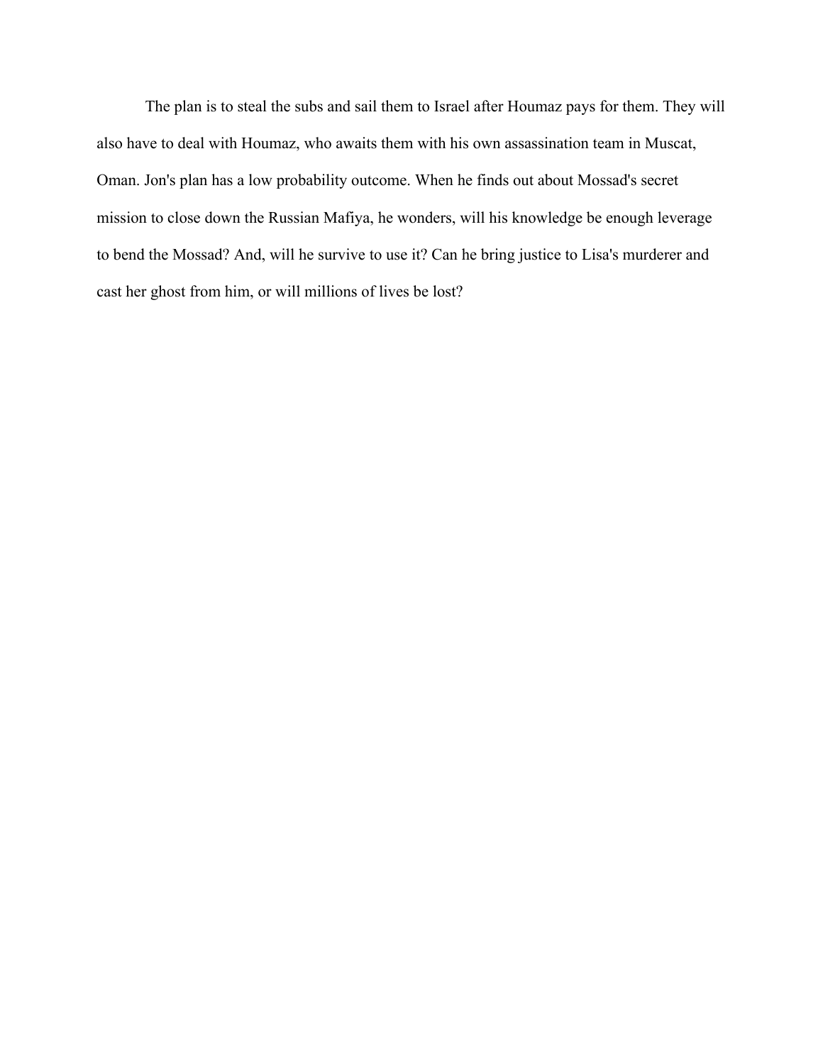The plan is to steal the subs and sail them to Israel after Houmaz pays for them. They will also have to deal with Houmaz, who awaits them with his own assassination team in Muscat, Oman. Jon's plan has a low probability outcome. When he finds out about Mossad's secret mission to close down the Russian Mafiya, he wonders, will his knowledge be enough leverage to bend the Mossad? And, will he survive to use it? Can he bring justice to Lisa's murderer and cast her ghost from him, or will millions of lives be lost?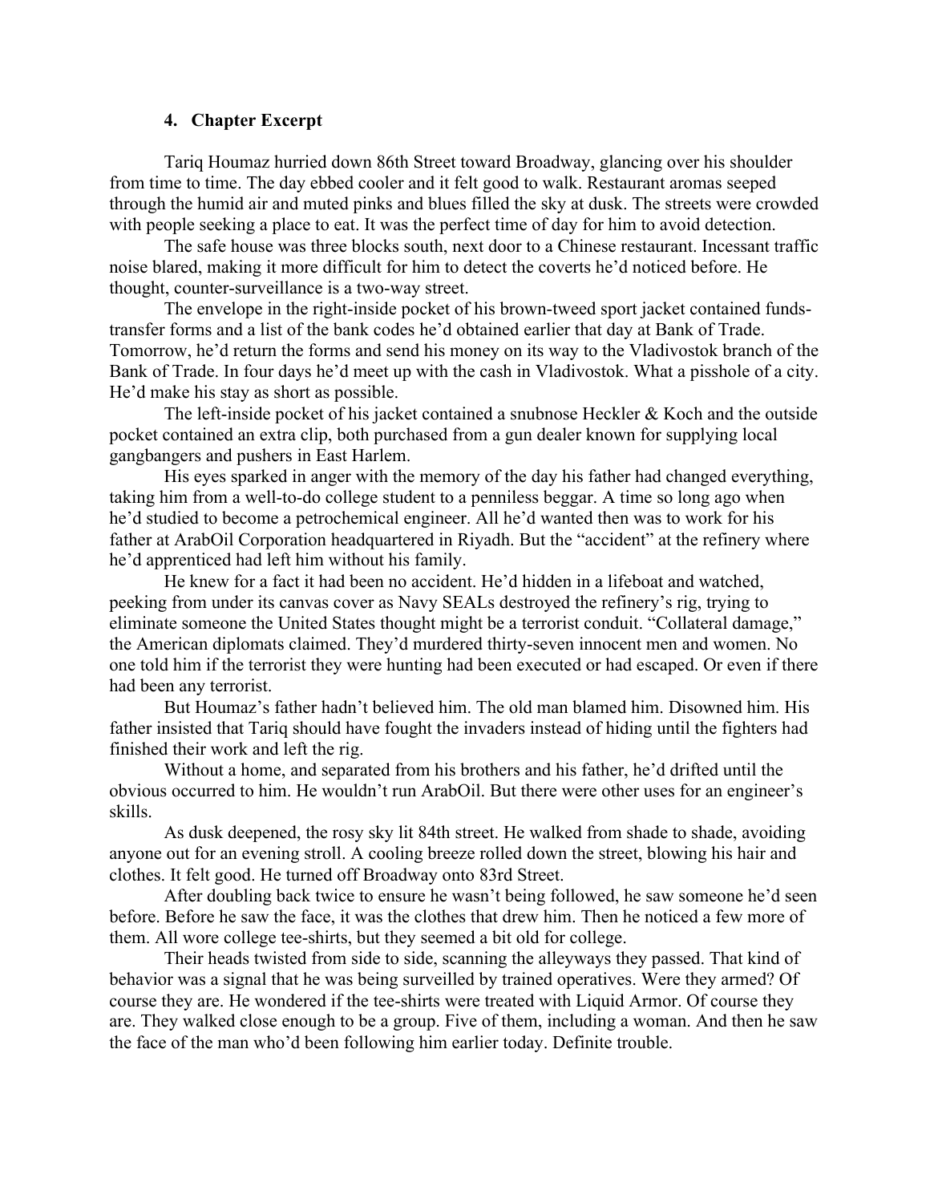### 4. Chapter Excerpt

Tariq Houmaz hurried down 86th Street toward Broadway, glancing over his shoulder from time to time. The day ebbed cooler and it felt good to walk. Restaurant aromas seeped through the humid air and muted pinks and blues filled the sky at dusk. The streets were crowded with people seeking a place to eat. It was the perfect time of day for him to avoid detection.

The safe house was three blocks south, next door to a Chinese restaurant. Incessant traffic noise blared, making it more difficult for him to detect the coverts he'd noticed before. He thought, counter-surveillance is a two-way street.

The envelope in the right-inside pocket of his brown-tweed sport jacket contained funds-transfer forms and a list of the bank codes he'd obtained earlier that day at Bank of Trade. Tomorrow, he'd return the forms and send his money on its way to the Vladivostok branch of the Bank of Trade. In four days he'd meet up with the cash in Vladivostok. What a pisshole of a city. He'd make his stay as short as possible.

The left-inside pocket of his jacket contained a snubnose Heckler & Koch and the outside pocket contained an extra clip, both purchased from a gun dealer known for supplying local gangbangers and pushers in East Harlem.

His eyes sparked in anger with the memory of the day his father had changed everything, taking him from a well-to-do college student to a penniless beggar. A time so long ago when he'd studied to become a petrochemical engineer. All he'd wanted then was to work for his father at ArabOil Corporation headquartered in Riyadh. But the "accident" at the refinery where he'd apprenticed had left him without his family.

He knew for a fact it had been no accident. He'd hidden in a lifeboat and watched, peeking from under its canvas cover as Navy SEALs destroyed the refinery's rig, trying to eliminate someone the United States thought might be a terrorist conduit. "Collateral damage," the American diplomats claimed. They'd murdered thirty-seven innocent men and women. No one told him if the terrorist they were hunting had been executed or had escaped. Or even if there had been any terrorist.

But Houmaz's father hadn't believed him. The old man blamed him. Disowned him. His father insisted that Tariq should have fought the invaders instead of hiding until the fighters had finished their work and left the rig.

Without a home, and separated from his brothers and his father, he'd drifted until the obvious occurred to him. He wouldn't run ArabOil. But there were other uses for an engineer's skills.

As dusk deepened, the rosy sky lit 84th street. He walked from shade to shade, avoiding anyone out for an evening stroll. A cooling breeze rolled down the street, blowing his hair and clothes. It felt good. He turned off Broadway onto 83rd Street.

After doubling back twice to ensure he wasn't being followed, he saw someone he'd seen before. Before he saw the face, it was the clothes that drew him. Then he noticed a few more of them. All wore college tee-shirts, but they seemed a bit old for college.

Their heads twisted from side to side, scanning the alleyways they passed. That kind of behavior was a signal that he was being surveilled by trained operatives. Were they armed? Of course they are. He wondered if the tee-shirts were treated with Liquid Armor. Of course they are. They walked close enough to be a group. Five of them, including a woman. And then he saw the face of the man who'd been following him earlier today. Definite trouble.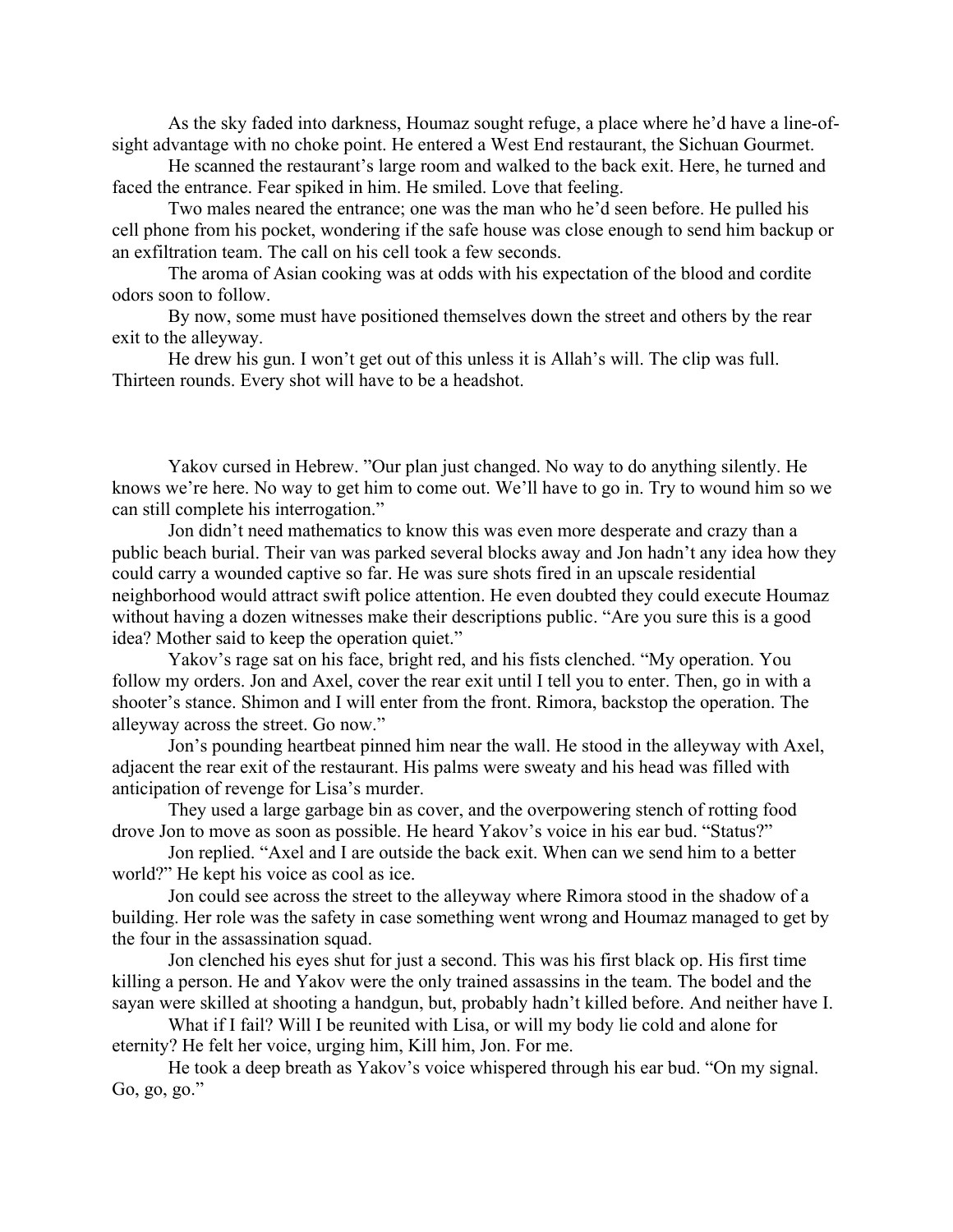As the sky faded into darkness, Houmaz sought refuge, a place where he'd have a line-of-sight advantage with no choke point. He entered a West End restaurant, the Sichuan Gourmet.

He scanned the restaurant's large room and walked to the back exit. Here, he turned and faced the entrance. Fear spiked in him. He smiled. Love that feeling.

Two males neared the entrance; one was the man who he'd seen before. He pulled his cell phone from his pocket, wondering if the safe house was close enough to send him backup or an exfiltration team. The call on his cell took a few seconds.

The aroma of Asian cooking was at odds with his expectation of the blood and cordite odors soon to follow.

By now, some must have positioned themselves down the street and others by the rear exit to the alleyway.

He drew his gun. I won't get out of this unless it is Allah's will. The clip was full. Thirteen rounds. Every shot will have to be a headshot.

Yakov cursed in Hebrew. "Our plan just changed. No way to do anything silently. He knows we're here. No way to get him to come out. We'll have to go in. Try to wound him so we can still complete his interrogation."

Jon didn't need mathematics to know this was even more desperate and crazy than a public beach burial. Their van was parked several blocks away and Jon hadn't any idea how they could carry a wounded captive so far. He was sure shots fired in an upscale residential neighborhood would attract swift police attention. He even doubted they could execute Houmaz without having a dozen witnesses make their descriptions public. "Are you sure this is a good idea? Mother said to keep the operation quiet."

Yakov's rage sat on his face, bright red, and his fists clenched. "My operation. You follow my orders. Jon and Axel, cover the rear exit until I tell you to enter. Then, go in with a shooter's stance. Shimon and I will enter from the front. Rimora, backstop the operation. The alleyway across the street. Go now."

Jon's pounding heartbeat pinned him near the wall. He stood in the alleyway with Axel, adjacent the rear exit of the restaurant. His palms were sweaty and his head was filled with anticipation of revenge for Lisa's murder.

They used a large garbage bin as cover, and the overpowering stench of rotting food drove Jon to move as soon as possible. He heard Yakov's voice in his ear bud. "Status?"

Jon replied. "Axel and I are outside the back exit. When can we send him to a better world?" He kept his voice as cool as ice.

Jon could see across the street to the alleyway where Rimora stood in the shadow of a building. Her role was the safety in case something went wrong and Houmaz managed to get by the four in the assassination squad.

Jon clenched his eyes shut for just a second. This was his first black op. His first time killing a person. He and Yakov were the only trained assassins in the team. The bodel and the sayan were skilled at shooting a handgun, but, probably hadn't killed before. And neither have I.

What if I fail? Will I be reunited with Lisa, or will my body lie cold and alone for eternity? He felt her voice, urging him, Kill him, Jon. For me.

He took a deep breath as Yakov's voice whispered through his ear bud. "On my signal. Go, go, go."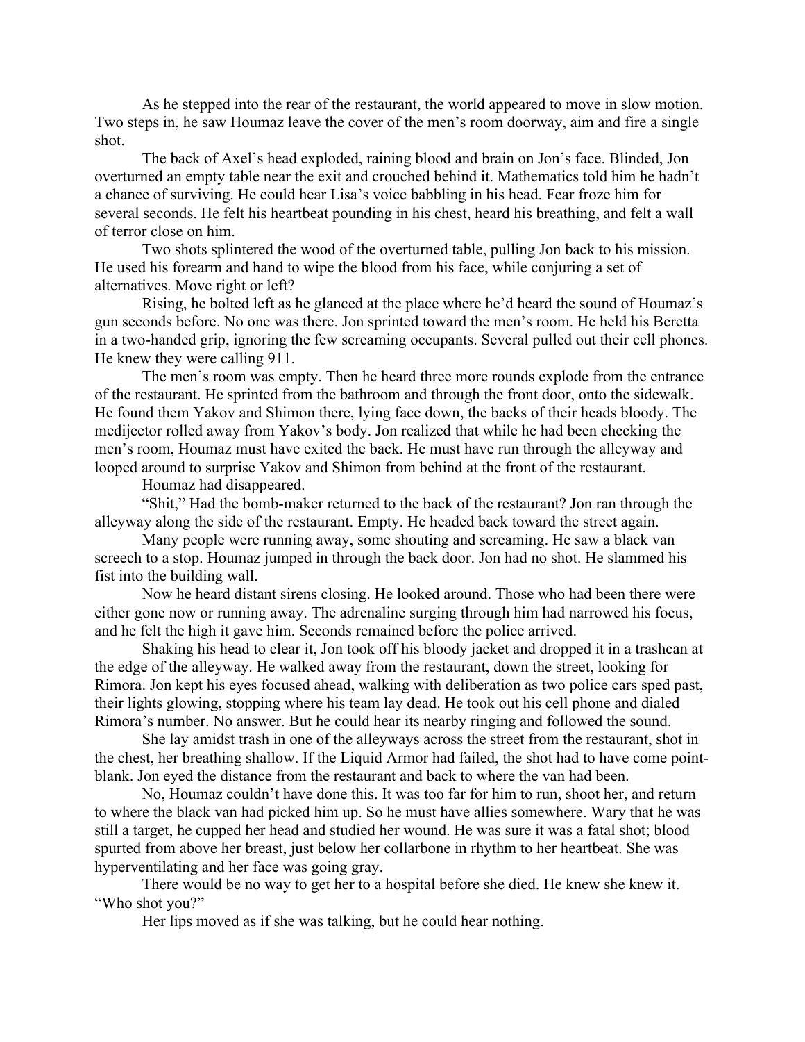As he stepped into the rear of the restaurant, the world appeared to move in slow motion. Two steps in, he saw Houmaz leave the cover of the men's room doorway, aim and fire a single shot.

The back of Axel's head exploded, raining blood and brain on Jon's face. Blinded, Jon overturned an empty table near the exit and crouched behind it. Mathematics told him he hadn't a chance of surviving. He could hear Lisa's voice babbling in his head. Fear froze him for several seconds. He felt his heartbeat pounding in his chest, heard his breathing, and felt a wall of terror close on him.

Two shots splintered the wood of the overturned table, pulling Jon back to his mission. He used his forearm and hand to wipe the blood from his face, while conjuring a set of alternatives. Move right or left?

Rising, he bolted left as he glanced at the place where he'd heard the sound of Houmaz's gun seconds before. No one was there. Jon sprinted toward the men's room. He held his Beretta in a two-handed grip, ignoring the few screaming occupants. Several pulled out their cell phones. He knew they were calling 911.

The men's room was empty. Then he heard three more rounds explode from the entrance of the restaurant. He sprinted from the bathroom and through the front door, onto the sidewalk. He found them Yakov and Shimon there, lying face down, the backs of their heads bloody. The medijector rolled away from Yakov's body. Jon realized that while he had been checking the men's room, Houmaz must have exited the back. He must have run through the alleyway and looped around to surprise Yakov and Shimon from behind at the front of the restaurant.

Houmaz had disappeared.

"Shit," Had the bomb-maker returned to the back of the restaurant? Jon ran through the alleyway along the side of the restaurant. Empty. He headed back toward the street again.

Many people were running away, some shouting and screaming. He saw a black van screech to a stop. Houmaz jumped in through the back door. Jon had no shot. He slammed his fist into the building wall.

Now he heard distant sirens closing. He looked around. Those who had been there were either gone now or running away. The adrenaline surging through him had narrowed his focus, and he felt the high it gave him. Seconds remained before the police arrived.

Shaking his head to clear it, Jon took off his bloody jacket and dropped it in a trashcan at the edge of the alleyway. He walked away from the restaurant, down the street, looking for Rimora. Jon kept his eyes focused ahead, walking with deliberation as two police cars sped past, their lights glowing, stopping where his team lay dead. He took out his cell phone and dialed Rimora's number. No answer. But he could hear its nearby ringing and followed the sound.

She lay amidst trash in one of the alleyways across the street from the restaurant, shot in the chest, her breathing shallow. If the Liquid Armor had failed, the shot had to have come point-blank. Jon eyed the distance from the restaurant and back to where the van had been.

No, Houmaz couldn't have done this. It was too far for him to run, shoot her, and return to where the black van had picked him up. So he must have allies somewhere. Wary that he was still a target, he cupped her head and studied her wound. He was sure it was a fatal shot; blood spurted from above her breast, just below her collarbone in rhythm to her heartbeat. She was hyperventilating and her face was going gray.

There would be no way to get her to a hospital before she died. He knew she knew it. "Who shot you?"

Her lips moved as if she was talking, but he could hear nothing.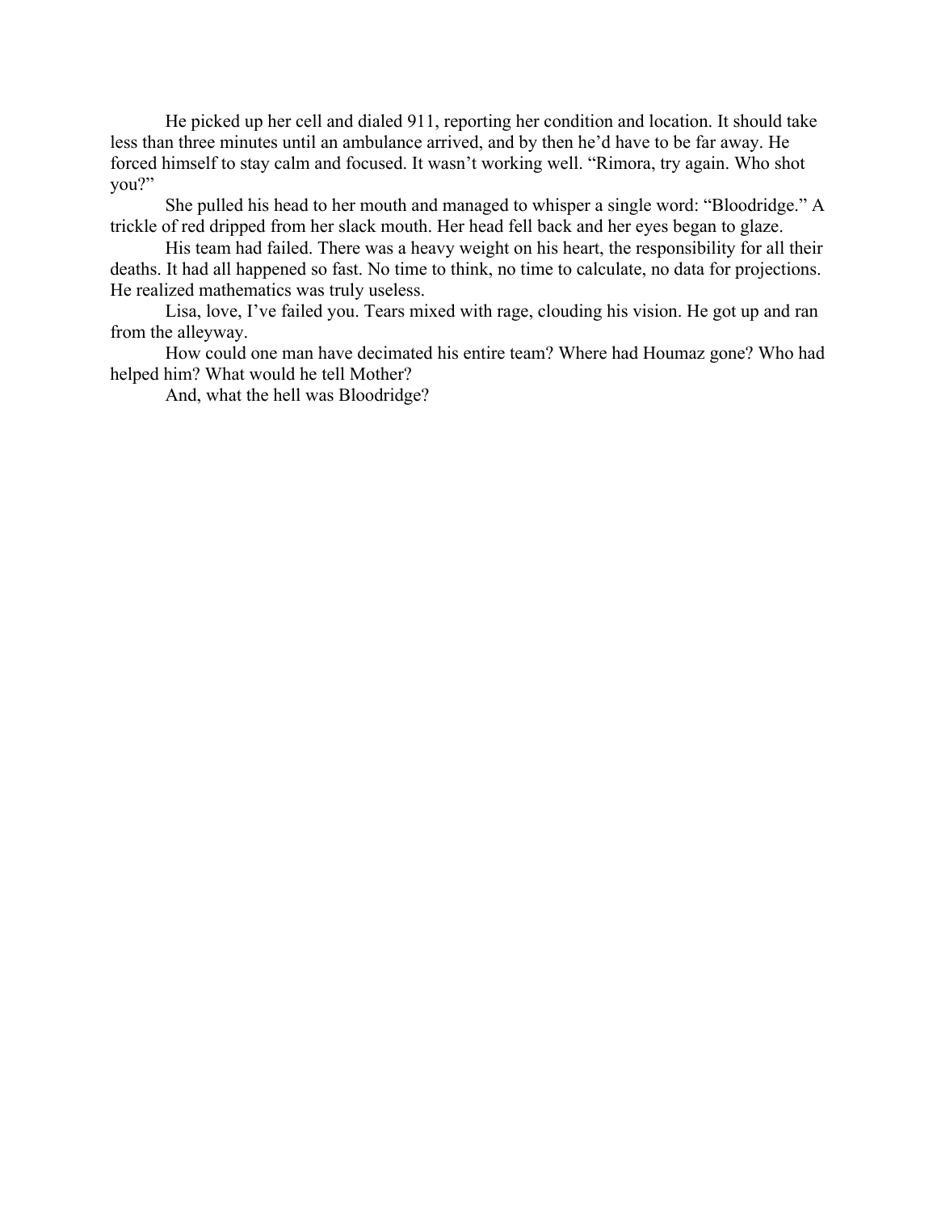He picked up her cell and dialed 911, reporting her condition and location. It should take less than three minutes until an ambulance arrived, and by then he'd have to be far away. He forced himself to stay calm and focused. It wasn't working well. "Rimora, try again. Who shot you?"

She pulled his head to her mouth and managed to whisper a single word: "Bloodridge." A trickle of red dripped from her slack mouth. Her head fell back and her eyes began to glaze.

His team had failed. There was a heavy weight on his heart, the responsibility for all their deaths. It had all happened so fast. No time to think, no time to calculate, no data for projections. He realized mathematics was truly useless.

Lisa, love, I've failed you. Tears mixed with rage, clouding his vision. He got up and ran from the alleyway.

How could one man have decimated his entire team? Where had Houmaz gone? Who had helped him? What would he tell Mother?

And, what the hell was Bloodridge?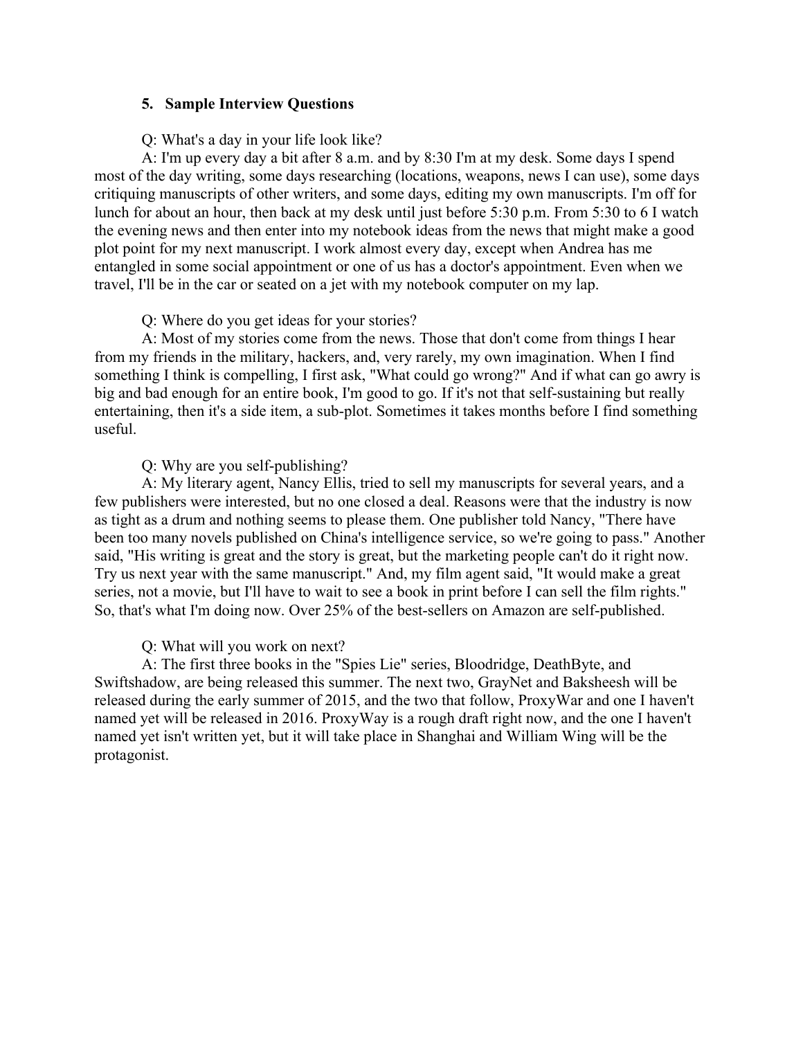## 5. Sample Interview Questions

Q: What's a day in your life look like?

A: I'm up every day a bit after 8 a.m. and by 8:30 I'm at my desk. Some days I spend most of the day writing, some days researching (locations, weapons, news I can use), some days critiquing manuscripts of other writers, and some days, editing my own manuscripts. I'm off for lunch for about an hour, then back at my desk until just before 5:30 p.m. From 5:30 to 6 I watch the evening news and then enter into my notebook ideas from the news that might make a good plot point for my next manuscript. I work almost every day, except when Andrea has me entangled in some social appointment or one of us has a doctor's appointment. Even when we travel, I'll be in the car or seated on a jet with my notebook computer on my lap.

Q: Where do you get ideas for your stories?

A: Most of my stories come from the news. Those that don't come from things I hear from my friends in the military, hackers, and, very rarely, my own imagination. When I find something I think is compelling, I first ask, "What could go wrong?" And if what can go awry is big and bad enough for an entire book, I'm good to go. If it's not that self-sustaining but really entertaining, then it's a side item, a sub-plot. Sometimes it takes months before I find something useful.

Q: Why are you self-publishing?

A: My literary agent, Nancy Ellis, tried to sell my manuscripts for several years, and a few publishers were interested, but no one closed a deal. Reasons were that the industry is now as tight as a drum and nothing seems to please them. One publisher told Nancy, "There have been too many novels published on China's intelligence service, so we're going to pass." Another said, "His writing is great and the story is great, but the marketing people can't do it right now. Try us next year with the same manuscript." And, my film agent said, "It would make a great series, not a movie, but I'll have to wait to see a book in print before I can sell the film rights." So, that's what I'm doing now. Over 25% of the best-sellers on Amazon are self-published.

Q: What will you work on next?

A: The first three books in the "Spies Lie" series, Bloodridge, DeathByte, and Swiftshadow, are being released this summer. The next two, GrayNet and Baksheesh will be released during the early summer of 2015, and the two that follow, ProxyWar and one I haven't named yet will be released in 2016. ProxyWay is a rough draft right now, and the one I haven't named yet isn't written yet, but it will take place in Shanghai and William Wing will be the protagonist.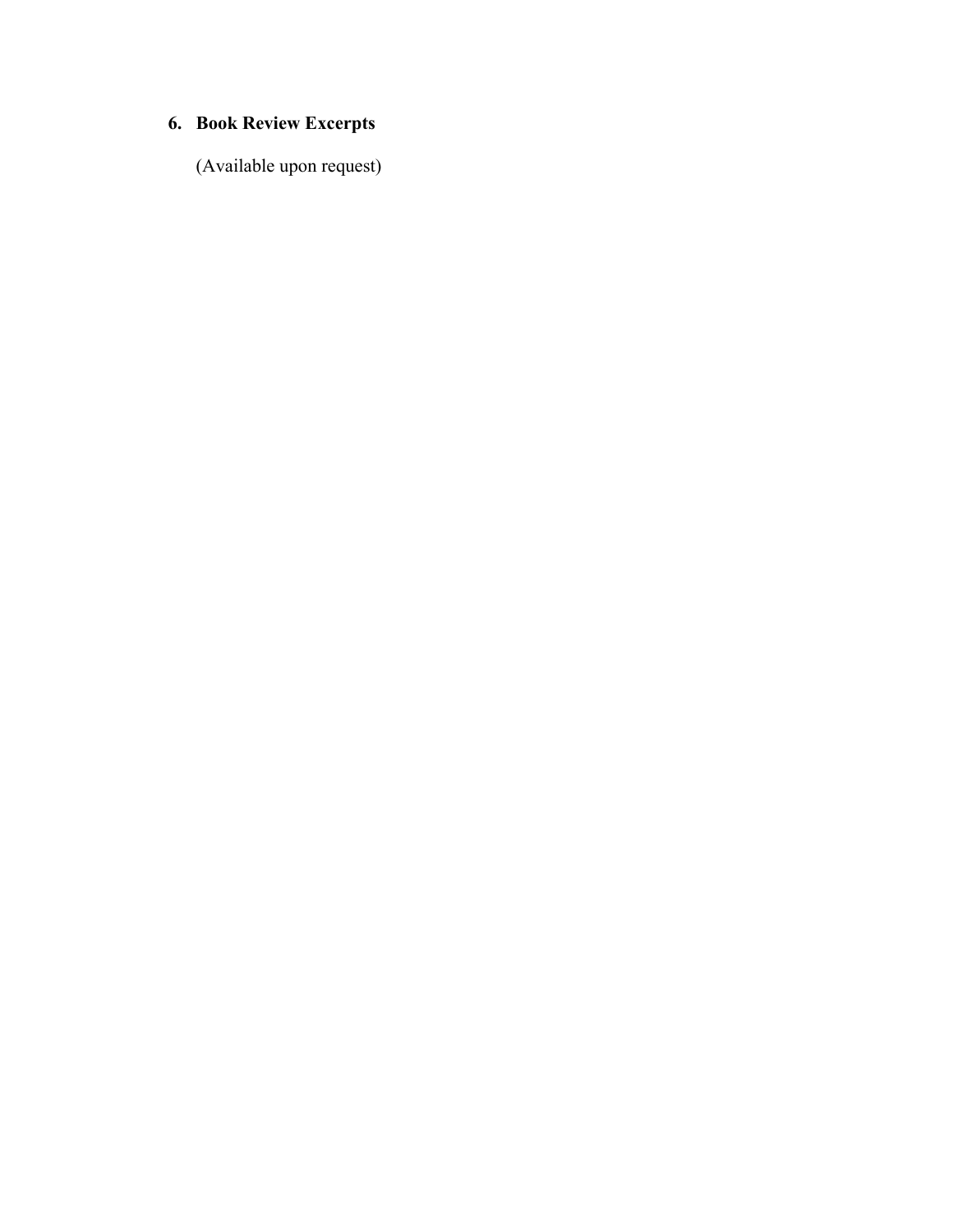6. **Book Review Excerpts**

(Available upon request)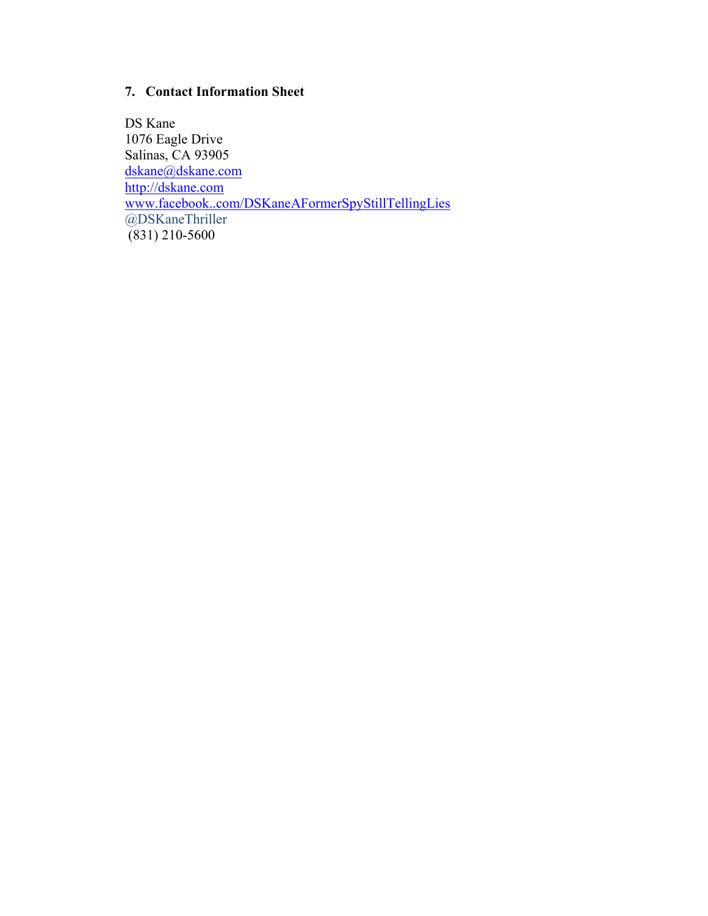**7. Contact Information Sheet**

DS Kane  
1076 Eagle Drive  
Salinas, CA 93905  
dskane@dskane.com  
http://dskane.com  
www.facebook..com/DSKaneAFormerSpyStillTellingLies  
@DSKaneThriller  
(831) 210-5600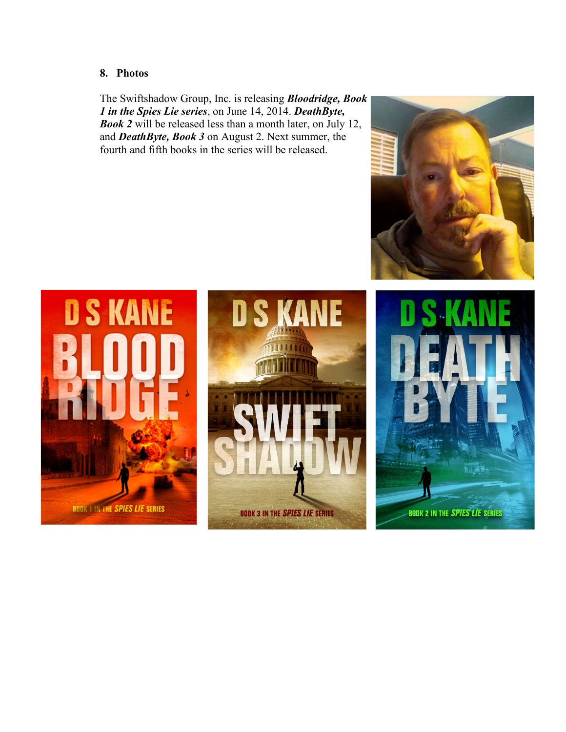## 8. Photos

The Swiftshadow Group, Inc. is releasing ***Bloodridge, Book 1 in the Spies Lie series***, on June 14, 2014. ***DeathByte, Book 2*** will be released less than a month later, on July 12, and ***DeathByte, Book 3*** on August 2. Next summer, the fourth and fifth books in the series will be released.